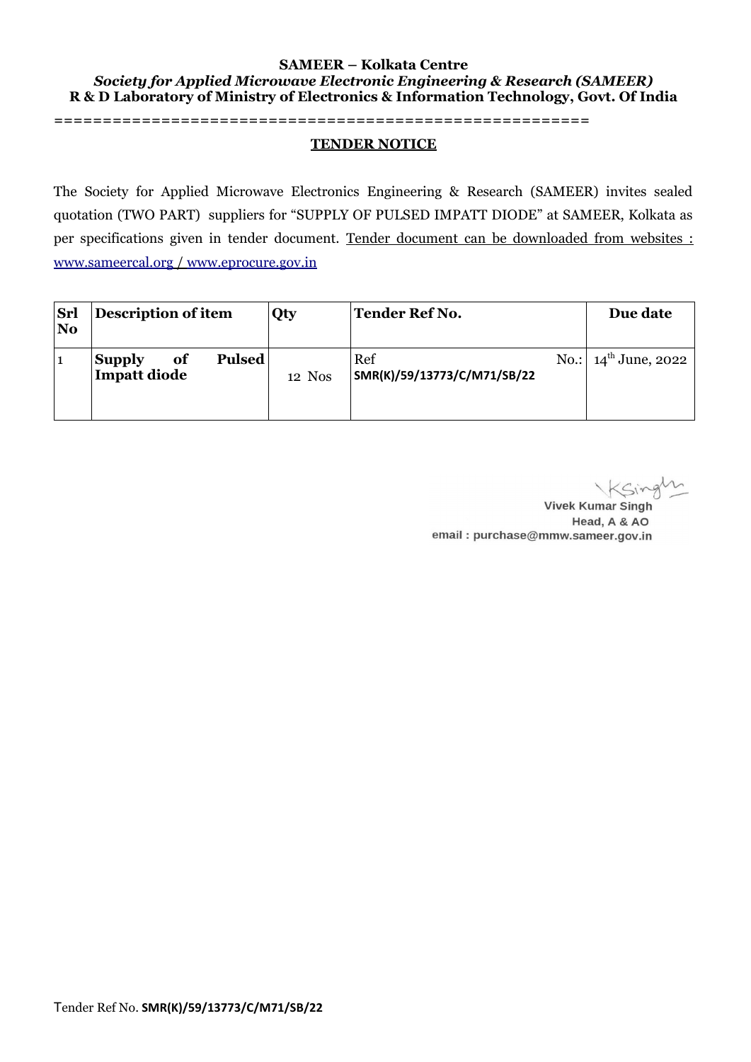**SAMEER – Kolkata Centre**

***Society for Applied Microwave Electronic Engineering & Research (SAMEER)***

**R & D Laboratory of Ministry of Electronics & Information Technology, Govt. Of India**

=======================================================

## TENDER NOTICE

The Society for Applied Microwave Electronics Engineering & Research (SAMEER) invites sealed quotation (TWO PART) suppliers for "SUPPLY OF PULSED IMPATT DIODE" at SAMEER, Kolkata as per specifications given in tender document. Tender document can be downloaded from websites : www.sameercal.org / www.eprocure.gov.in

| Srl No | Description of item | Qty | Tender Ref No. | Due date |
|---|---|---|---|---|
| 1 | **Supply of Pulsed Impatt diode** | 12 Nos | Ref No.: **SMR(K)/59/13773/C/M71/SB/22** | 14th June, 2022 |

Vivek Kumar Singh

Head, A & AO

email : purchase@mmw.sameer.gov.in

Tender Ref No. **SMR(K)/59/13773/C/M71/SB/22**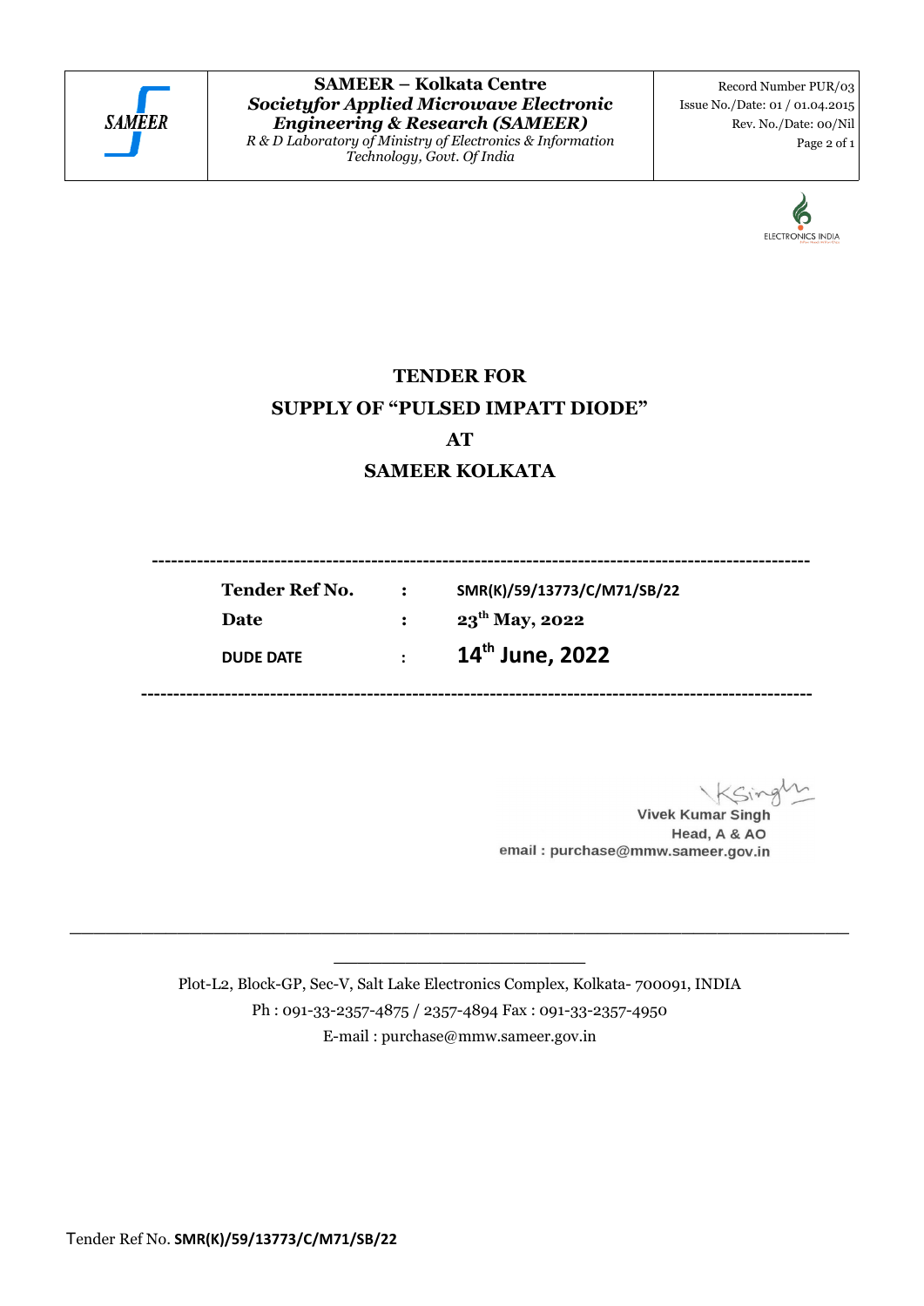# TENDER FOR

# SUPPLY OF "PULSED IMPATT DIODE"

# AT

# SAMEER KOLKATA

| | | |
|---|---|---|
| **Tender Ref No.** | **:** | **SMR(K)/59/13773/C/M71/SB/22** |
| **Date** | **:** | **23th May, 2022** |
| **DUDE DATE** | **:** | **14th June, 2022** |

Vivek Kumar Singh
Head, A & AO
email : purchase@mmw.sameer.gov.in

Plot-L2, Block-GP, Sec-V, Salt Lake Electronics Complex, Kolkata- 700091, INDIA
Ph : 091-33-2357-4875 / 2357-4894 Fax : 091-33-2357-4950
E-mail : purchase@mmw.sameer.gov.in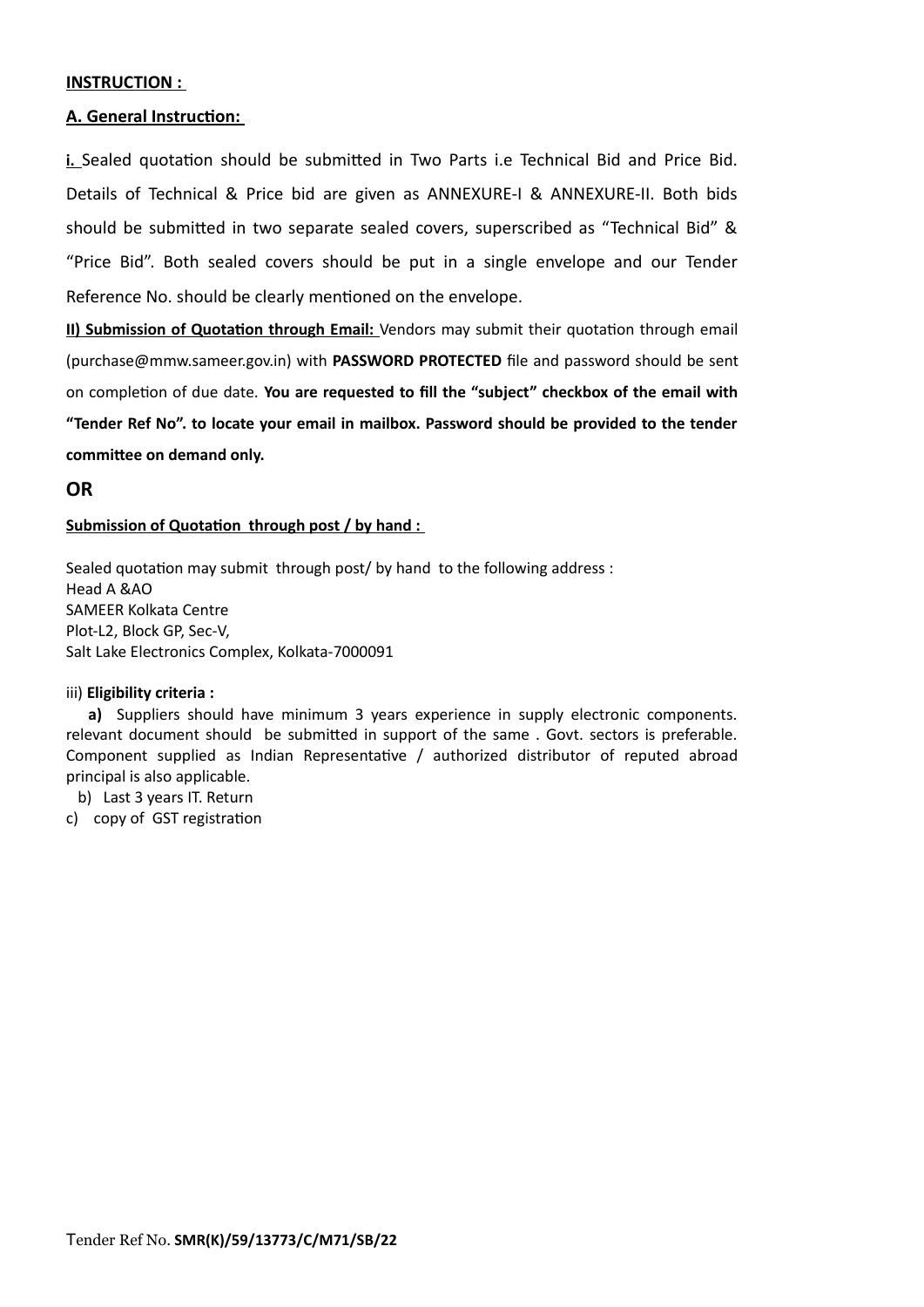**INSTRUCTION :**

**A. General Instruction:**

**i.** Sealed quotation should be submitted in Two Parts i.e Technical Bid and Price Bid. Details of Technical & Price bid are given as ANNEXURE-I & ANNEXURE-II. Both bids should be submitted in two separate sealed covers, superscribed as "Technical Bid" & "Price Bid". Both sealed covers should be put in a single envelope and our Tender Reference No. should be clearly mentioned on the envelope.

**II) Submission of Quotation through Email:** Vendors may submit their quotation through email (purchase@mmw.sameer.gov.in) with **PASSWORD PROTECTED** file and password should be sent on completion of due date. **You are requested to fill the "subject" checkbox of the email with "Tender Ref No". to locate your email in mailbox. Password should be provided to the tender committee on demand only.**

**OR**

**Submission of Quotation through post / by hand :**

Sealed quotation may submit through post/ by hand to the following address :
Head A &AO
SAMEER Kolkata Centre
Plot-L2, Block GP, Sec-V,
Salt Lake Electronics Complex, Kolkata-7000091

iii) **Eligibility criteria :**

**a)** Suppliers should have minimum 3 years experience in supply electronic components. relevant document should be submitted in support of the same . Govt. sectors is preferable. Component supplied as Indian Representative / authorized distributor of reputed abroad principal is also applicable.

b) Last 3 years IT. Return

c) copy of GST registration

Tender Ref No. **SMR(K)/59/13773/C/M71/SB/22**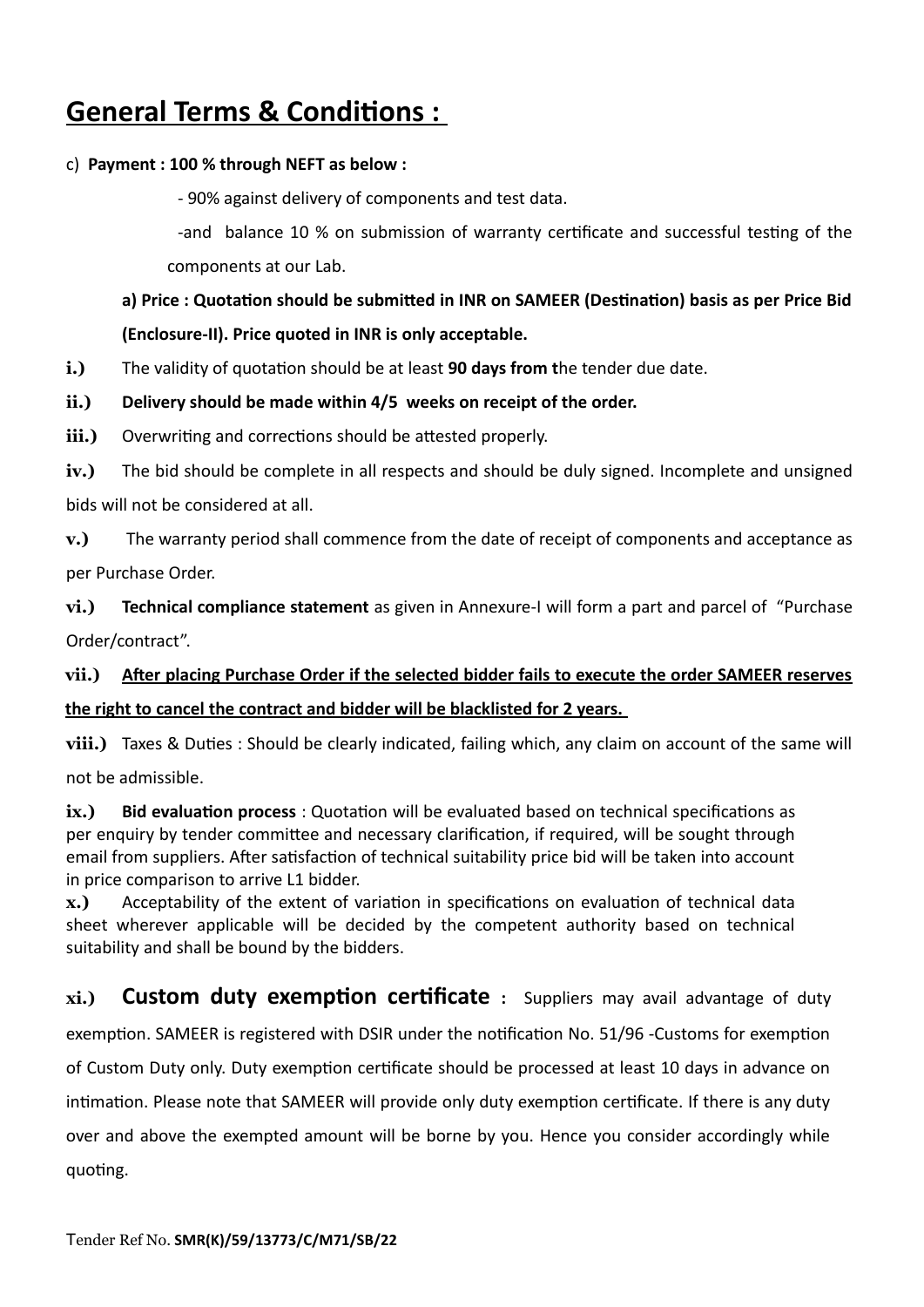# General Terms & Conditions :

c) **Payment : 100 % through NEFT as below :**

- 90% against delivery of components and test data.
- and balance 10 % on submission of warranty certificate and successful testing of the components at our Lab.

**a) Price : Quotation should be submitted in INR on SAMEER (Destination) basis as per Price Bid (Enclosure-II). Price quoted in INR is only acceptable.**

**i.)** The validity of quotation should be at least **90 days from t**he tender due date.

**ii.) Delivery should be made within 4/5 weeks on receipt of the order.**

**iii.)** Overwriting and corrections should be attested properly.

**iv.)** The bid should be complete in all respects and should be duly signed. Incomplete and unsigned bids will not be considered at all.

**v.)** The warranty period shall commence from the date of receipt of components and acceptance as per Purchase Order.

**vi.)** **Technical compliance statement** as given in Annexure-I will form a part and parcel of "Purchase Order/contract".

**vii.) After placing Purchase Order if the selected bidder fails to execute the order SAMEER reserves the right to cancel the contract and bidder will be blacklisted for 2 years.**

**viii.)** Taxes & Duties : Should be clearly indicated, failing which, any claim on account of the same will not be admissible.

**ix.)** **Bid evaluation process** : Quotation will be evaluated based on technical specifications as per enquiry by tender committee and necessary clarification, if required, will be sought through email from suppliers. After satisfaction of technical suitability price bid will be taken into account in price comparison to arrive L1 bidder.

**x.)** Acceptability of the extent of variation in specifications on evaluation of technical data sheet wherever applicable will be decided by the competent authority based on technical suitability and shall be bound by the bidders.

**xi.)** **Custom duty exemption certificate :** Suppliers may avail advantage of duty exemption. SAMEER is registered with DSIR under the notification No. 51/96 -Customs for exemption of Custom Duty only. Duty exemption certificate should be processed at least 10 days in advance on intimation. Please note that SAMEER will provide only duty exemption certificate. If there is any duty over and above the exempted amount will be borne by you. Hence you consider accordingly while quoting.

Tender Ref No. **SMR(K)/59/13773/C/M71/SB/22**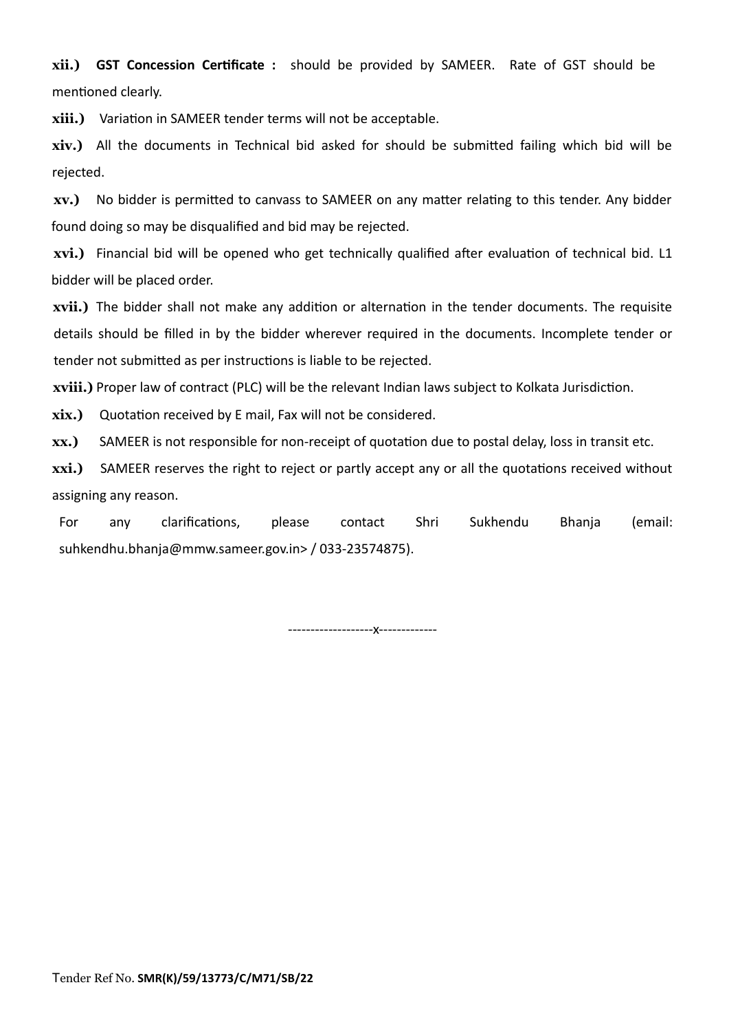**xii.)** **GST Concession Certificate :** should be provided by SAMEER. Rate of GST should be mentioned clearly.

**xiii.)** Variation in SAMEER tender terms will not be acceptable.

**xiv.)** All the documents in Technical bid asked for should be submitted failing which bid will be rejected.

**xv.)** No bidder is permitted to canvass to SAMEER on any matter relating to this tender. Any bidder found doing so may be disqualified and bid may be rejected.

**xvi.)** Financial bid will be opened who get technically qualified after evaluation of technical bid. L1 bidder will be placed order.

**xvii.)** The bidder shall not make any addition or alternation in the tender documents. The requisite details should be filled in by the bidder wherever required in the documents. Incomplete tender or tender not submitted as per instructions is liable to be rejected.

**xviii.)** Proper law of contract (PLC) will be the relevant Indian laws subject to Kolkata Jurisdiction.

**xix.)** Quotation received by E mail, Fax will not be considered.

**xx.)** SAMEER is not responsible for non-receipt of quotation due to postal delay, loss in transit etc.

**xxi.)** SAMEER reserves the right to reject or partly accept any or all the quotations received without assigning any reason.

For any clarifications, please contact Shri Sukhendu Bhanja (email: suhkendhu.bhanja@mmw.sameer.gov.in> / 033-23574875).

-------------------x-------------

Tender Ref No. **SMR(K)/59/13773/C/M71/SB/22**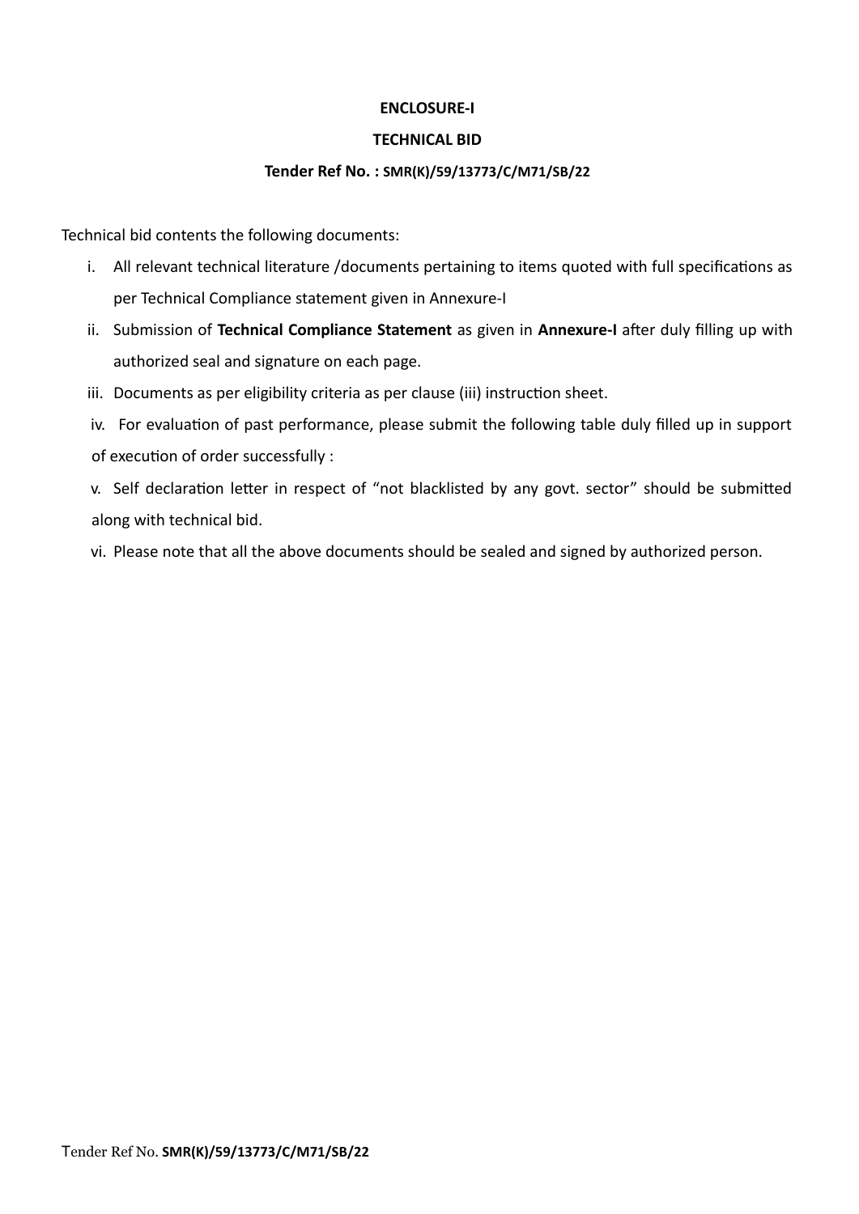**ENCLOSURE-I**

**TECHNICAL BID**

**Tender Ref No. : SMR(K)/59/13773/C/M71/SB/22**

Technical bid contents the following documents:

i. All relevant technical literature /documents pertaining to items quoted with full specifications as per Technical Compliance statement given in Annexure-I

ii. Submission of **Technical Compliance Statement** as given in **Annexure-I** after duly filling up with authorized seal and signature on each page.

iii. Documents as per eligibility criteria as per clause (iii) instruction sheet.

iv. For evaluation of past performance, please submit the following table duly filled up in support of execution of order successfully :

v. Self declaration letter in respect of "not blacklisted by any govt. sector" should be submitted along with technical bid.

vi. Please note that all the above documents should be sealed and signed by authorized person.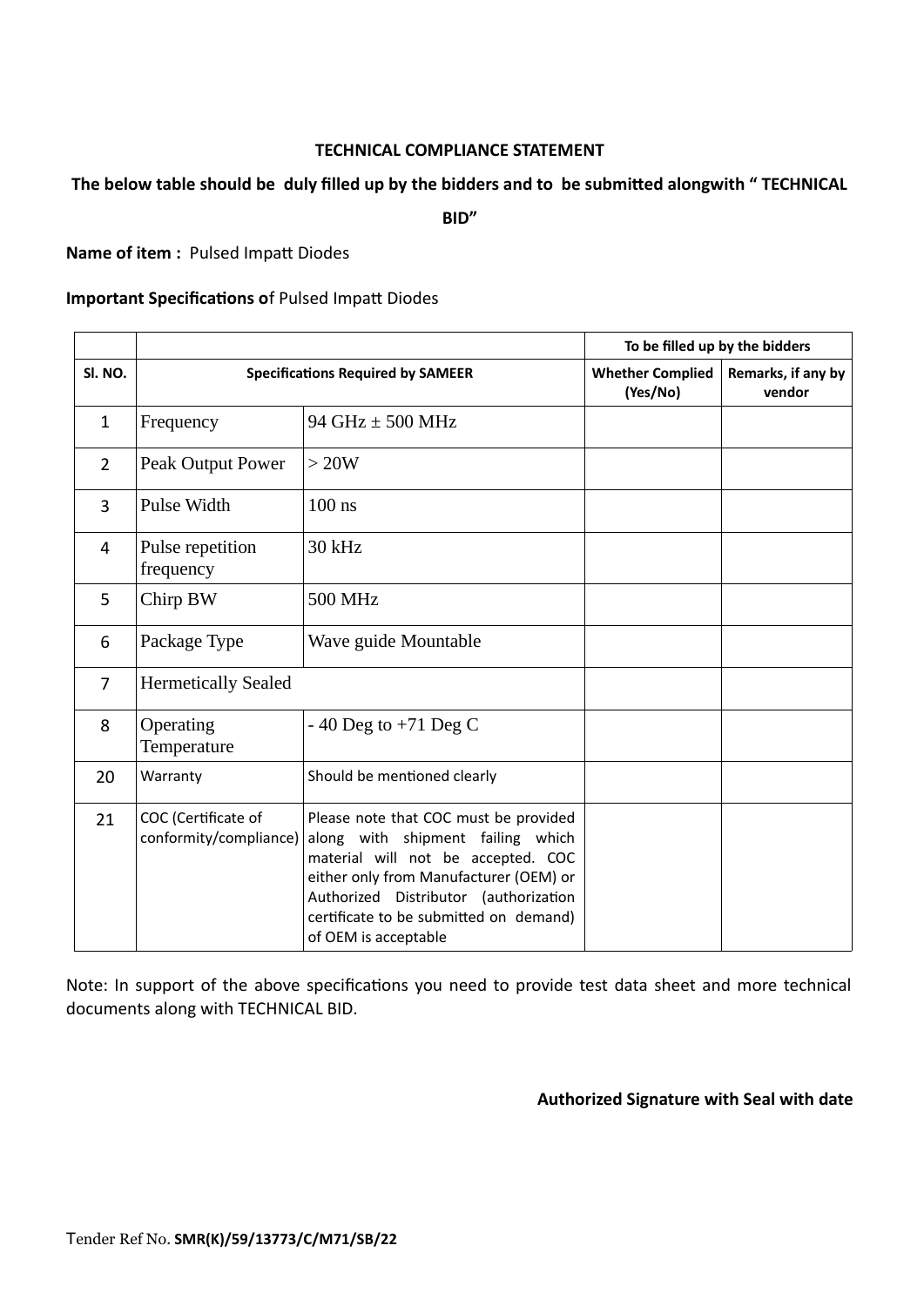**TECHNICAL COMPLIANCE STATEMENT**

**The below table should be duly filled up by the bidders and to be submitted alongwith " TECHNICAL BID"**

**Name of item :** Pulsed Impatt Diodes

**Important Specifications o**f Pulsed Impatt Diodes

| | | | To be filled up by the bidders | |
|---|---|---|---|---|
| **Sl. NO.** | **Specifications Required by SAMEER** | | **Whether Complied (Yes/No)** | **Remarks, if any by vendor** |
| 1 | Frequency | 94 GHz ± 500 MHz | | |
| 2 | Peak Output Power | > 20W | | |
| 3 | Pulse Width | 100 ns | | |
| 4 | Pulse repetition frequency | 30 kHz | | |
| 5 | Chirp BW | 500 MHz | | |
| 6 | Package Type | Wave guide Mountable | | |
| 7 | Hermetically Sealed | | | |
| 8 | Operating Temperature | - 40 Deg to +71 Deg C | | |
| 20 | Warranty | Should be mentioned clearly | | |
| 21 | COC (Certificate of conformity/compliance) | Please note that COC must be provided along with shipment failing which material will not be accepted. COC either only from Manufacturer (OEM) or Authorized Distributor (authorization certificate to be submitted on demand) of OEM is acceptable | | |

Note: In support of the above specifications you need to provide test data sheet and more technical documents along with TECHNICAL BID.

**Authorized Signature with Seal with date**

Tender Ref No. **SMR(K)/59/13773/C/M71/SB/22**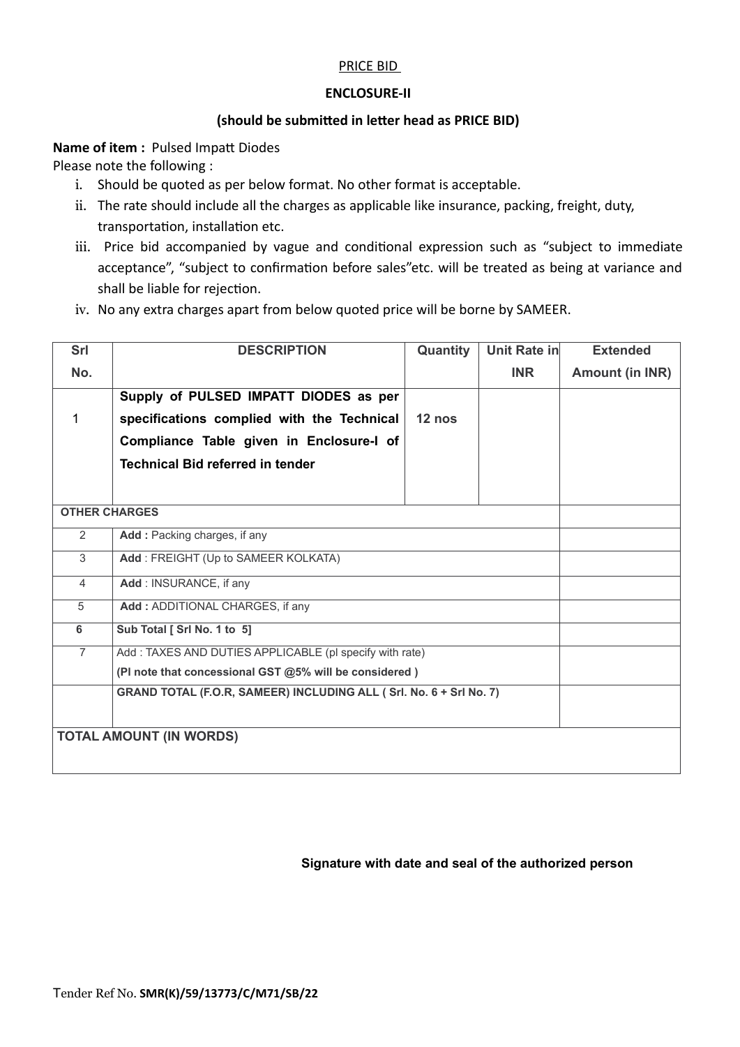PRICE BID

**ENCLOSURE-II**

**(should be submitted in letter head as PRICE BID)**

**Name of item :** Pulsed Impatt Diodes

Please note the following :

i. Should be quoted as per below format. No other format is acceptable.
ii. The rate should include all the charges as applicable like insurance, packing, freight, duty, transportation, installation etc.
iii. Price bid accompanied by vague and conditional expression such as "subject to immediate acceptance", "subject to confirmation before sales"etc. will be treated as being at variance and shall be liable for rejection.
iv. No any extra charges apart from below quoted price will be borne by SAMEER.

| Srl No. | DESCRIPTION | Quantity | Unit Rate in INR | Extended Amount (in INR) |
|---|---|---|---|---|
| 1 | **Supply of PULSED IMPATT DIODES as per specifications complied with the Technical Compliance Table given in Enclosure-I of Technical Bid referred in tender** | **12 nos** | | |
| **OTHER CHARGES** | | | | |
| 2 | **Add :** Packing charges, if any | | | |
| 3 | **Add** : FREIGHT (Up to SAMEER KOLKATA) | | | |
| 4 | **Add** : INSURANCE, if any | | | |
| 5 | **Add :** ADDITIONAL CHARGES, if any | | | |
| **6** | **Sub Total [ Srl No. 1 to 5]** | | | |
| 7 | Add : TAXES AND DUTIES APPLICABLE (pl specify with rate) **(Pl note that concessional GST @5% will be considered )** | | | |
| | **GRAND TOTAL (F.O.R, SAMEER) INCLUDING ALL ( Srl. No. 6 + Srl No. 7)** | | | |
| **TOTAL AMOUNT (IN WORDS)** | | | | |

**Signature with date and seal of the authorized person**

Tender Ref No. **SMR(K)/59/13773/C/M71/SB/22**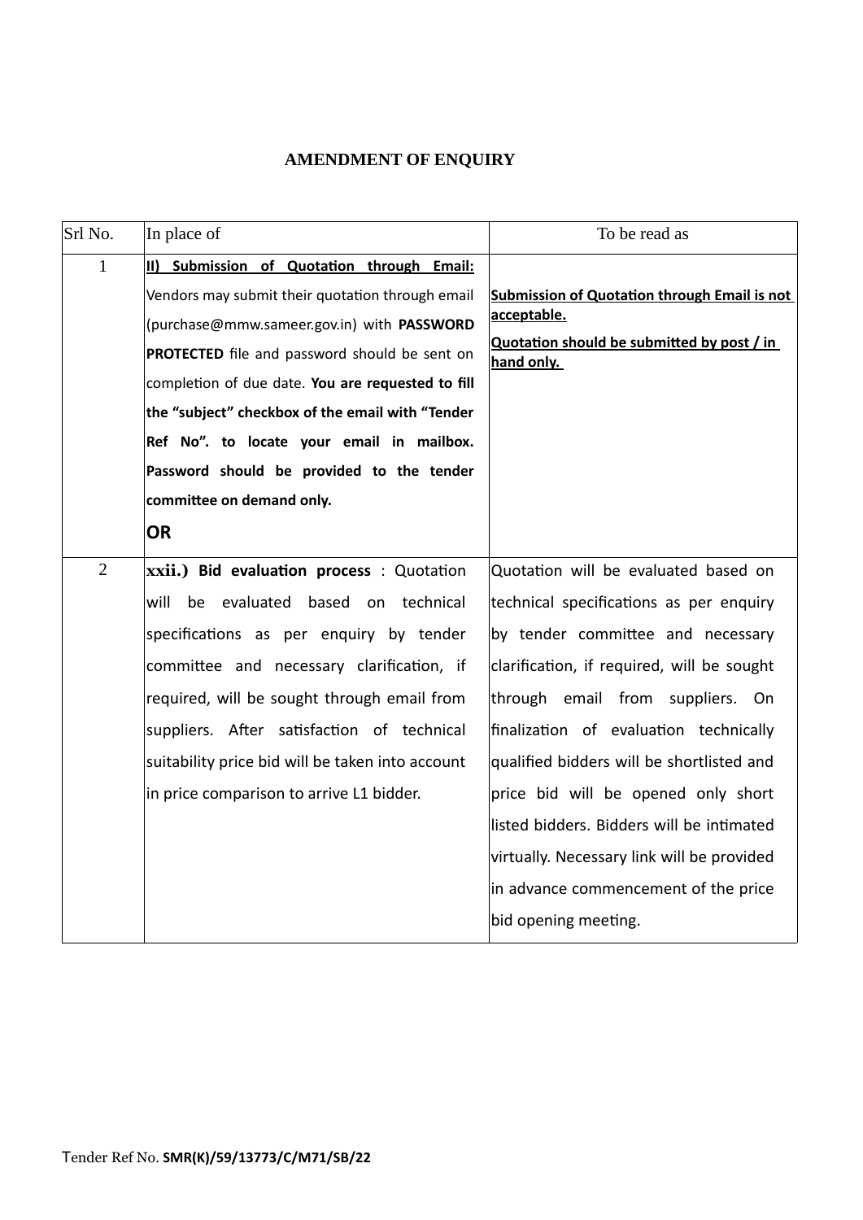**AMENDMENT OF ENQUIRY**

| Srl No. | In place of | To be read as |
|---|---|---|
| 1 | **II) Submission of Quotation through Email:** Vendors may submit their quotation through email (purchase@mmw.sameer.gov.in) with **PASSWORD PROTECTED** file and password should be sent on completion of due date. **You are requested to fill the "subject" checkbox of the email with "Tender Ref No". to locate your email in mailbox. Password should be provided to the tender committee on demand only.** **OR** | **Submission of Quotation through Email is not acceptable.** **Quotation should be submitted by post / in hand only.** |
| 2 | **xxii.) Bid evaluation process** : Quotation will be evaluated based on technical specifications as per enquiry by tender committee and necessary clarification, if required, will be sought through email from suppliers. After satisfaction of technical suitability price bid will be taken into account in price comparison to arrive L1 bidder. | Quotation will be evaluated based on technical specifications as per enquiry by tender committee and necessary clarification, if required, will be sought through email from suppliers. On finalization of evaluation technically qualified bidders will be shortlisted and price bid will be opened only short listed bidders. Bidders will be intimated virtually. Necessary link will be provided in advance commencement of the price bid opening meeting. |

Tender Ref No. **SMR(K)/59/13773/C/M71/SB/22**